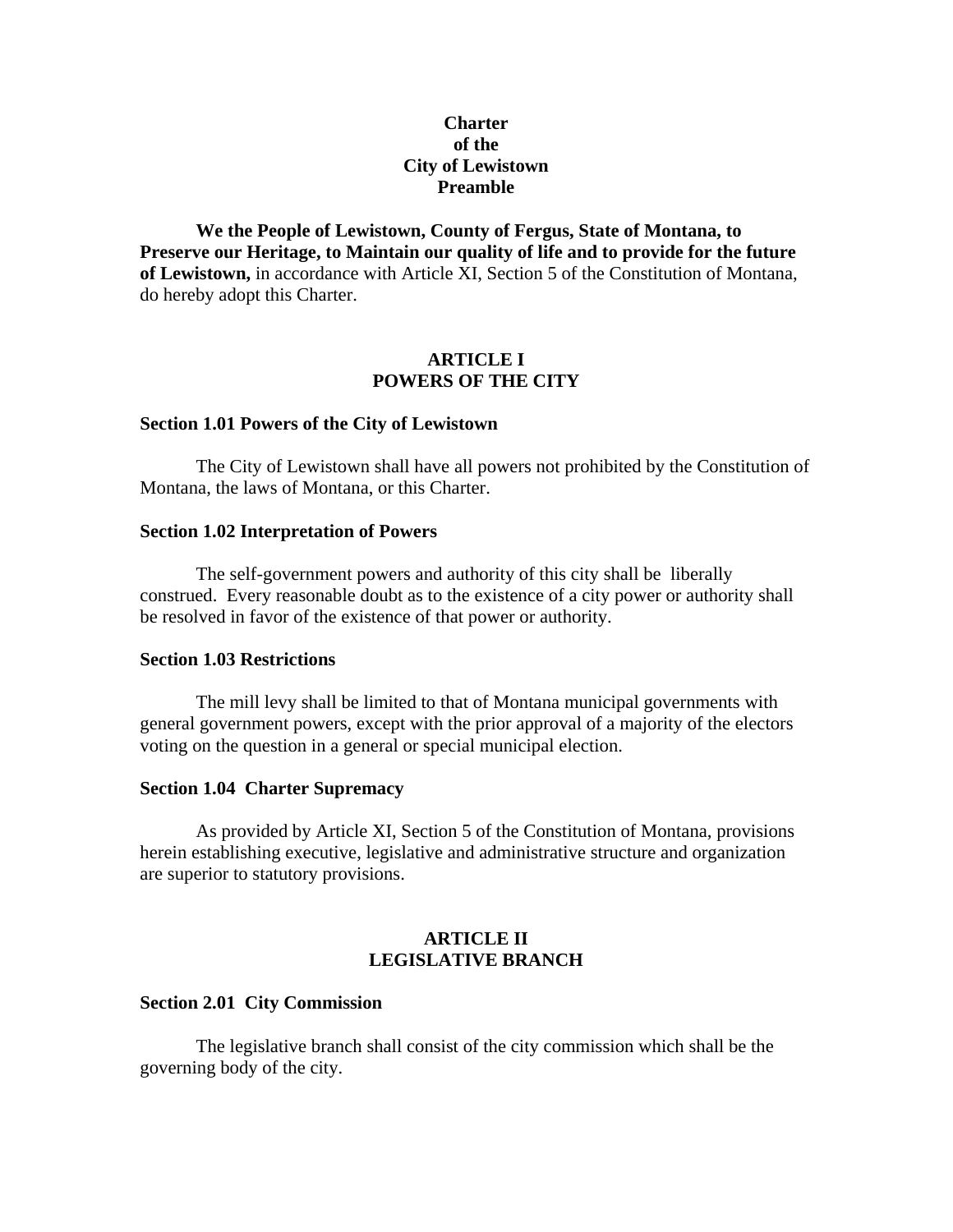# Charter of the City of Lewistown

## Preamble

**We the People of Lewistown, County of Fergus, State of Montana, to Preserve our Heritage, to Maintain our quality of life and to provide for the future of Lewistown,** in accordance with Article XI, Section 5 of the Constitution of Montana, do hereby adopt this Charter.

## ARTICLE I
## POWERS OF THE CITY

### Section 1.01 Powers of the City of Lewistown

The City of Lewistown shall have all powers not prohibited by the Constitution of Montana, the laws of Montana, or this Charter.

### Section 1.02 Interpretation of Powers

The self-government powers and authority of this city shall be liberally construed. Every reasonable doubt as to the existence of a city power or authority shall be resolved in favor of the existence of that power or authority.

### Section 1.03 Restrictions

The mill levy shall be limited to that of Montana municipal governments with general government powers, except with the prior approval of a majority of the electors voting on the question in a general or special municipal election.

### Section 1.04 Charter Supremacy

As provided by Article XI, Section 5 of the Constitution of Montana, provisions herein establishing executive, legislative and administrative structure and organization are superior to statutory provisions.

## ARTICLE II
## LEGISLATIVE BRANCH

### Section 2.01 City Commission

The legislative branch shall consist of the city commission which shall be the governing body of the city.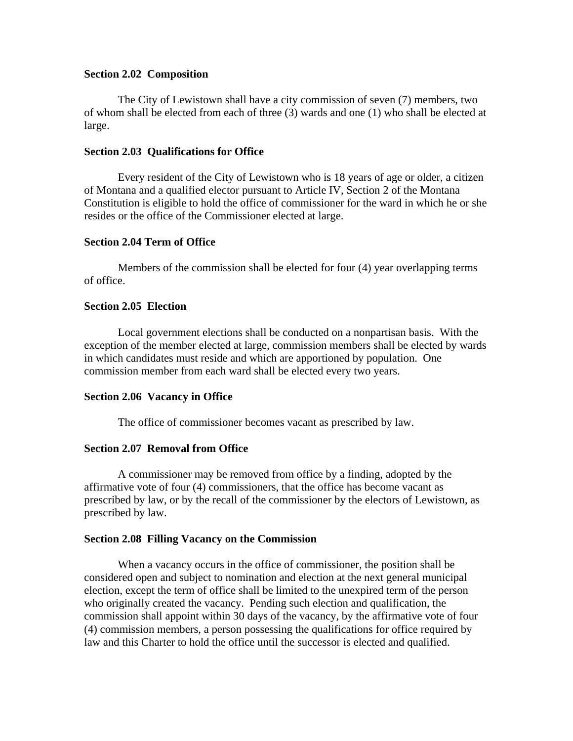**Section 2.02  Composition**

The City of Lewistown shall have a city commission of seven (7) members, two of whom shall be elected from each of three (3) wards and one (1) who shall be elected at large.

**Section 2.03  Qualifications for Office**

Every resident of the City of Lewistown who is 18 years of age or older, a citizen of Montana and a qualified elector pursuant to Article IV, Section 2 of the Montana Constitution is eligible to hold the office of commissioner for the ward in which he or she resides or the office of the Commissioner elected at large.

**Section 2.04 Term of Office**

Members of the commission shall be elected for four (4) year overlapping terms of office.

**Section 2.05  Election**

Local government elections shall be conducted on a nonpartisan basis.  With the exception of the member elected at large, commission members shall be elected by wards in which candidates must reside and which are apportioned by population.  One commission member from each ward shall be elected every two years.

**Section 2.06  Vacancy in Office**

The office of commissioner becomes vacant as prescribed by law.

**Section 2.07  Removal from Office**

A commissioner may be removed from office by a finding, adopted by the affirmative vote of four (4) commissioners, that the office has become vacant as prescribed by law, or by the recall of the commissioner by the electors of Lewistown, as prescribed by law.

**Section 2.08  Filling Vacancy on the Commission**

When a vacancy occurs in the office of commissioner, the position shall be considered open and subject to nomination and election at the next general municipal election, except the term of office shall be limited to the unexpired term of the person who originally created the vacancy.  Pending such election and qualification, the commission shall appoint within 30 days of the vacancy, by the affirmative vote of four (4) commission members, a person possessing the qualifications for office required by law and this Charter to hold the office until the successor is elected and qualified.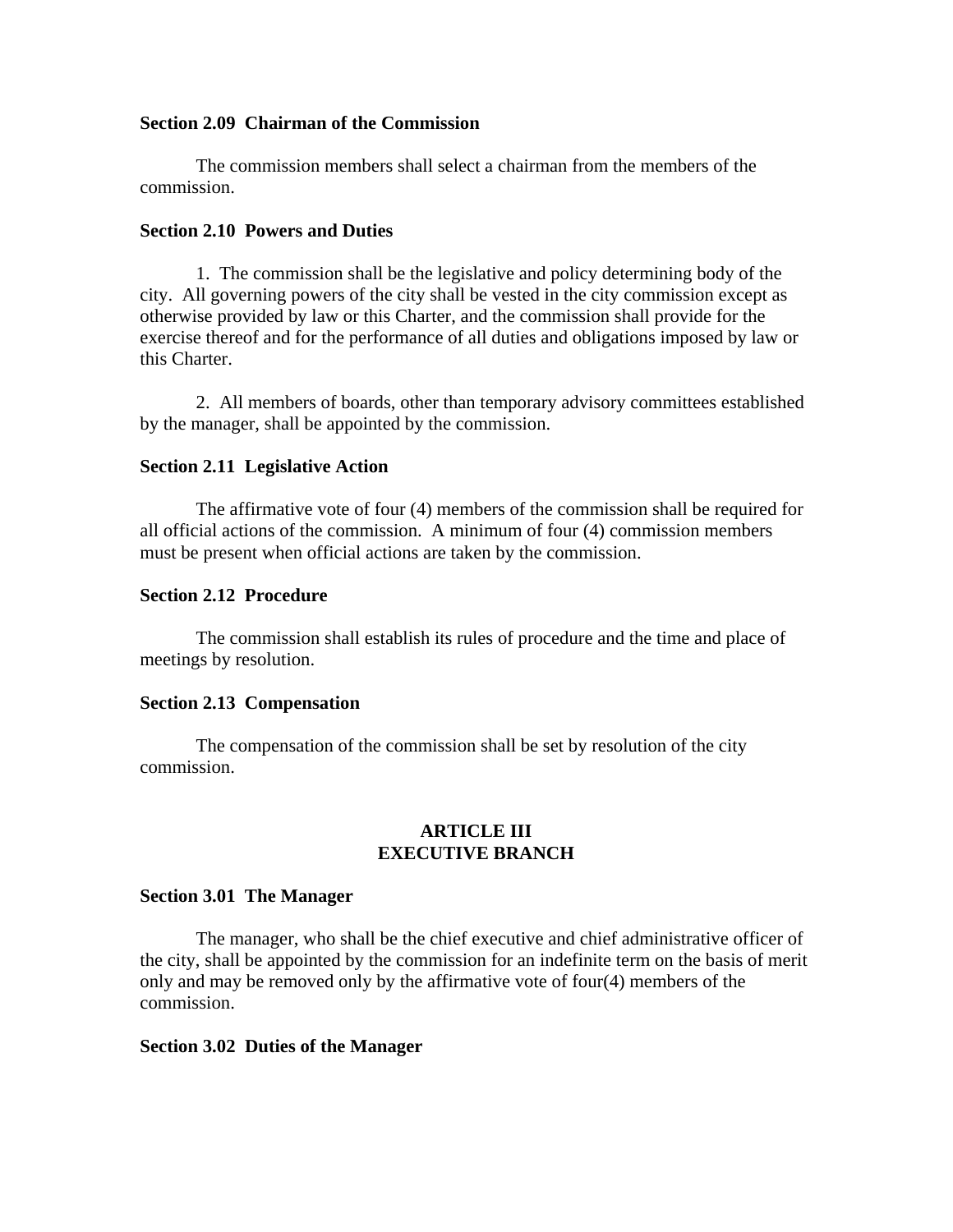**Section 2.09 Chairman of the Commission**

The commission members shall select a chairman from the members of the commission.

**Section 2.10 Powers and Duties**

1. The commission shall be the legislative and policy determining body of the city. All governing powers of the city shall be vested in the city commission except as otherwise provided by law or this Charter, and the commission shall provide for the exercise thereof and for the performance of all duties and obligations imposed by law or this Charter.

2. All members of boards, other than temporary advisory committees established by the manager, shall be appointed by the commission.

**Section 2.11 Legislative Action**

The affirmative vote of four (4) members of the commission shall be required for all official actions of the commission. A minimum of four (4) commission members must be present when official actions are taken by the commission.

**Section 2.12 Procedure**

The commission shall establish its rules of procedure and the time and place of meetings by resolution.

**Section 2.13 Compensation**

The compensation of the commission shall be set by resolution of the city commission.

## ARTICLE III
## EXECUTIVE BRANCH

**Section 3.01 The Manager**

The manager, who shall be the chief executive and chief administrative officer of the city, shall be appointed by the commission for an indefinite term on the basis of merit only and may be removed only by the affirmative vote of four(4) members of the commission.

**Section 3.02 Duties of the Manager**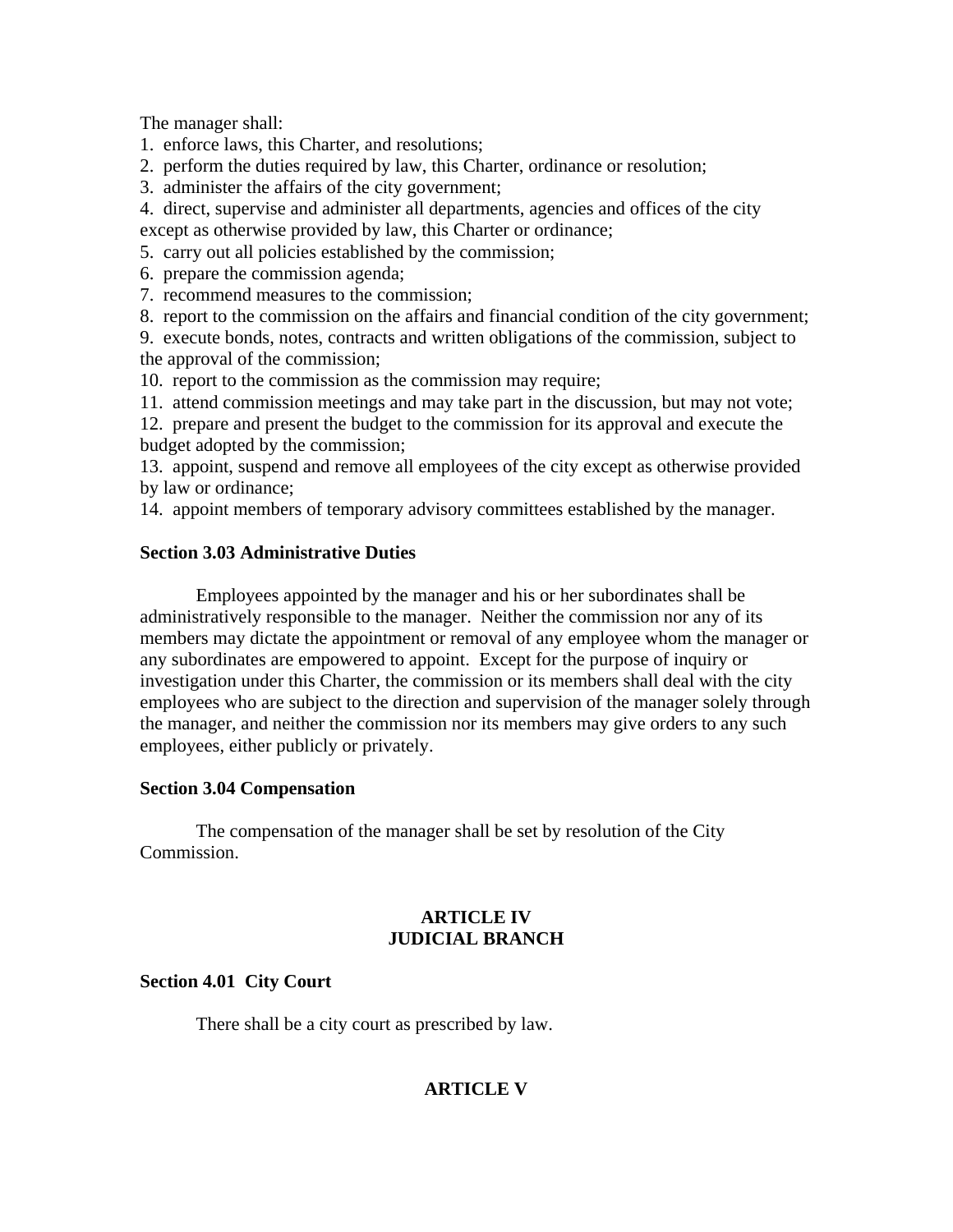The manager shall:

1. enforce laws, this Charter, and resolutions;
2. perform the duties required by law, this Charter, ordinance or resolution;
3. administer the affairs of the city government;
4. direct, supervise and administer all departments, agencies and offices of the city except as otherwise provided by law, this Charter or ordinance;
5. carry out all policies established by the commission;
6. prepare the commission agenda;
7. recommend measures to the commission;
8. report to the commission on the affairs and financial condition of the city government;
9. execute bonds, notes, contracts and written obligations of the commission, subject to the approval of the commission;
10. report to the commission as the commission may require;
11. attend commission meetings and may take part in the discussion, but may not vote;
12. prepare and present the budget to the commission for its approval and execute the budget adopted by the commission;
13. appoint, suspend and remove all employees of the city except as otherwise provided by law or ordinance;
14. appoint members of temporary advisory committees established by the manager.

**Section 3.03 Administrative Duties**

Employees appointed by the manager and his or her subordinates shall be administratively responsible to the manager. Neither the commission nor any of its members may dictate the appointment or removal of any employee whom the manager or any subordinates are empowered to appoint. Except for the purpose of inquiry or investigation under this Charter, the commission or its members shall deal with the city employees who are subject to the direction and supervision of the manager solely through the manager, and neither the commission nor its members may give orders to any such employees, either publicly or privately.

**Section 3.04 Compensation**

The compensation of the manager shall be set by resolution of the City Commission.

## ARTICLE IV
## JUDICIAL BRANCH

**Section 4.01 City Court**

There shall be a city court as prescribed by law.

## ARTICLE V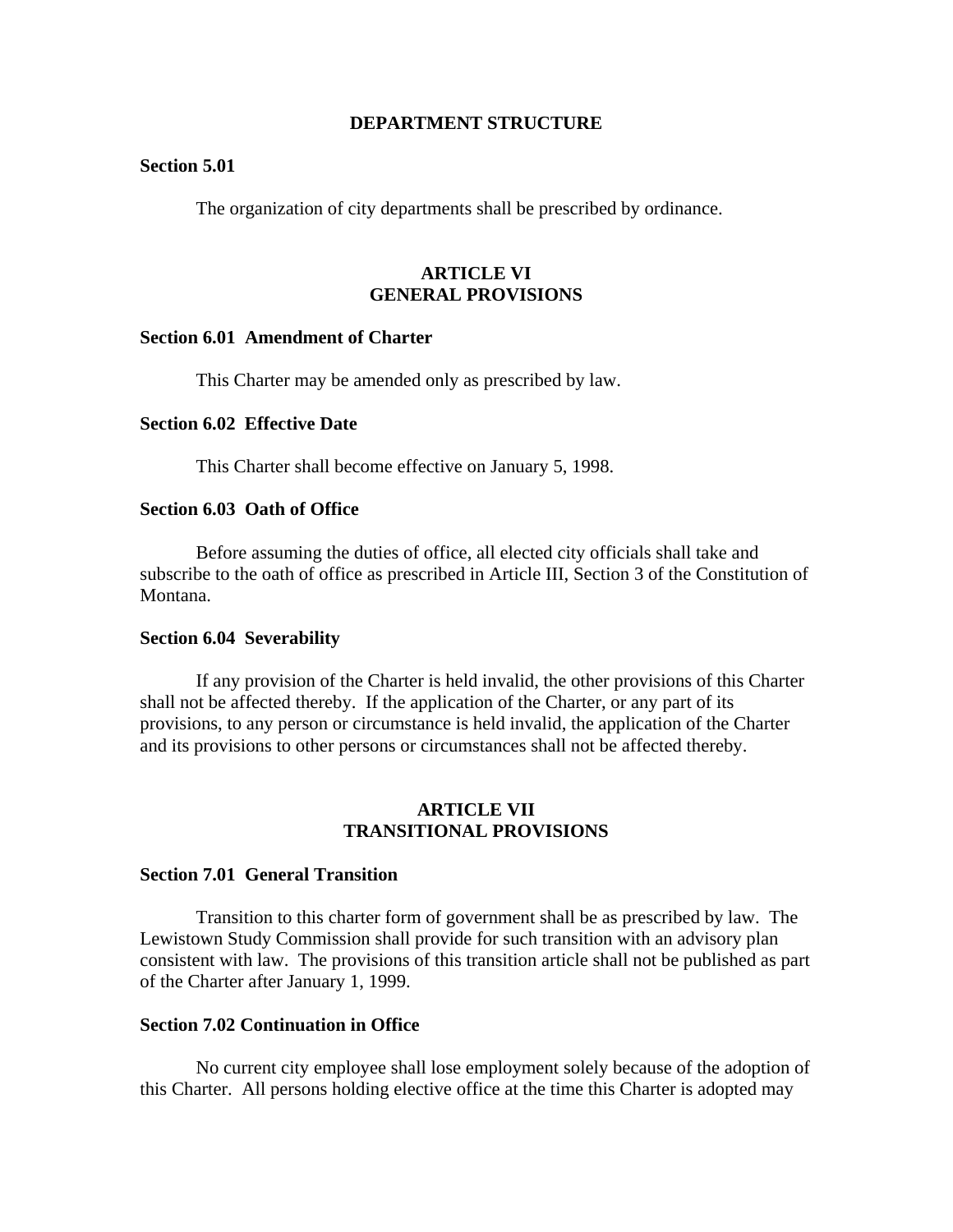## DEPARTMENT STRUCTURE

**Section 5.01**

The organization of city departments shall be prescribed by ordinance.

## ARTICLE VI
## GENERAL PROVISIONS

**Section 6.01 Amendment of Charter**

This Charter may be amended only as prescribed by law.

**Section 6.02 Effective Date**

This Charter shall become effective on January 5, 1998.

**Section 6.03 Oath of Office**

Before assuming the duties of office, all elected city officials shall take and subscribe to the oath of office as prescribed in Article III, Section 3 of the Constitution of Montana.

**Section 6.04 Severability**

If any provision of the Charter is held invalid, the other provisions of this Charter shall not be affected thereby. If the application of the Charter, or any part of its provisions, to any person or circumstance is held invalid, the application of the Charter and its provisions to other persons or circumstances shall not be affected thereby.

## ARTICLE VII
## TRANSITIONAL PROVISIONS

**Section 7.01 General Transition**

Transition to this charter form of government shall be as prescribed by law. The Lewistown Study Commission shall provide for such transition with an advisory plan consistent with law. The provisions of this transition article shall not be published as part of the Charter after January 1, 1999.

**Section 7.02 Continuation in Office**

No current city employee shall lose employment solely because of the adoption of this Charter. All persons holding elective office at the time this Charter is adopted may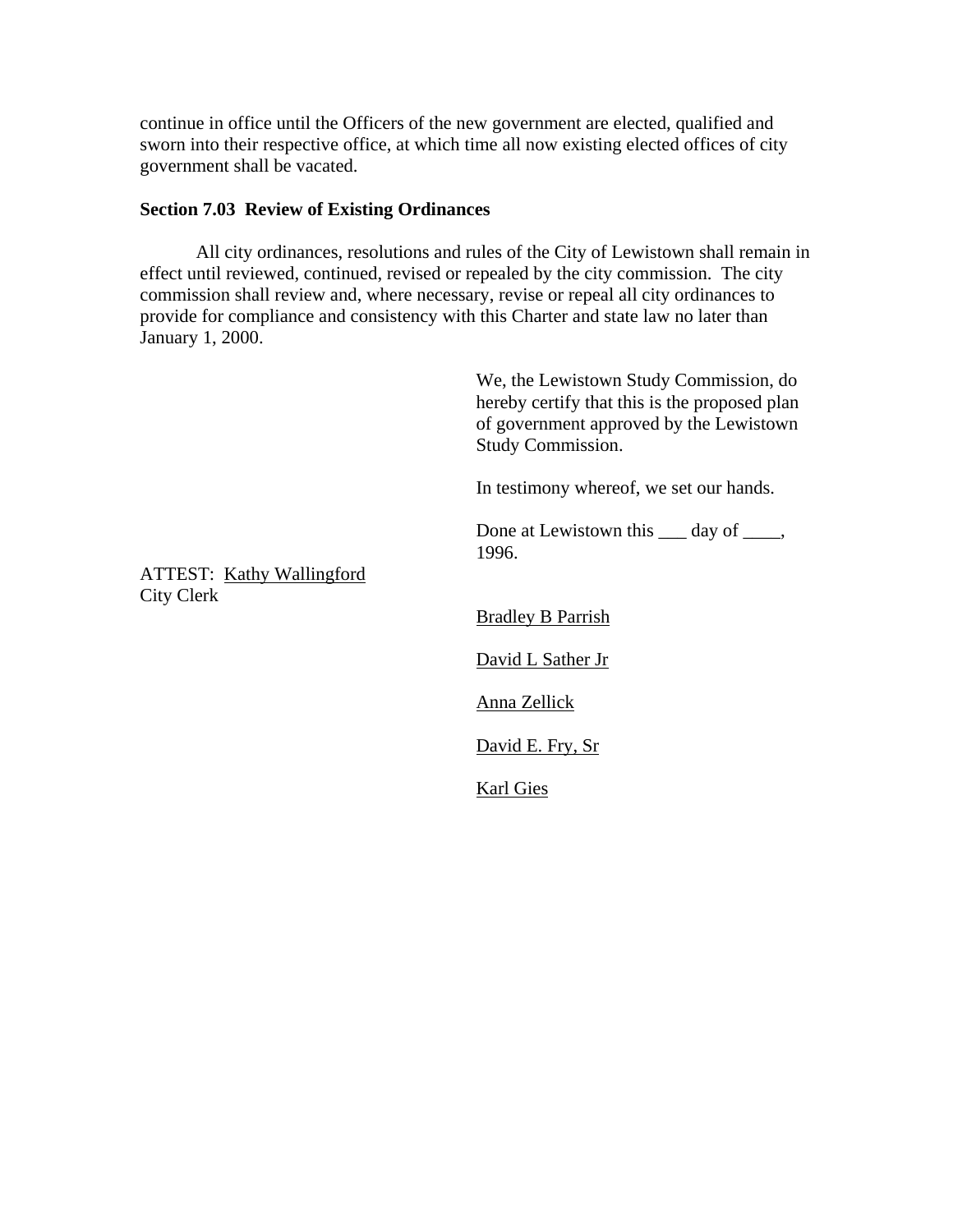continue in office until the Officers of the new government are elected, qualified and sworn into their respective office, at which time all now existing elected offices of city government shall be vacated.

**Section 7.03 Review of Existing Ordinances**

All city ordinances, resolutions and rules of the City of Lewistown shall remain in effect until reviewed, continued, revised or repealed by the city commission. The city commission shall review and, where necessary, revise or repeal all city ordinances to provide for compliance and consistency with this Charter and state law no later than January 1, 2000.

We, the Lewistown Study Commission, do hereby certify that this is the proposed plan of government approved by the Lewistown Study Commission.

In testimony whereof, we set our hands.

Done at Lewistown this ___ day of ____, 1996.

ATTEST: Kathy Wallingford
City Clerk

Bradley B Parrish

David L Sather Jr

Anna Zellick

David E. Fry, Sr

Karl Gies